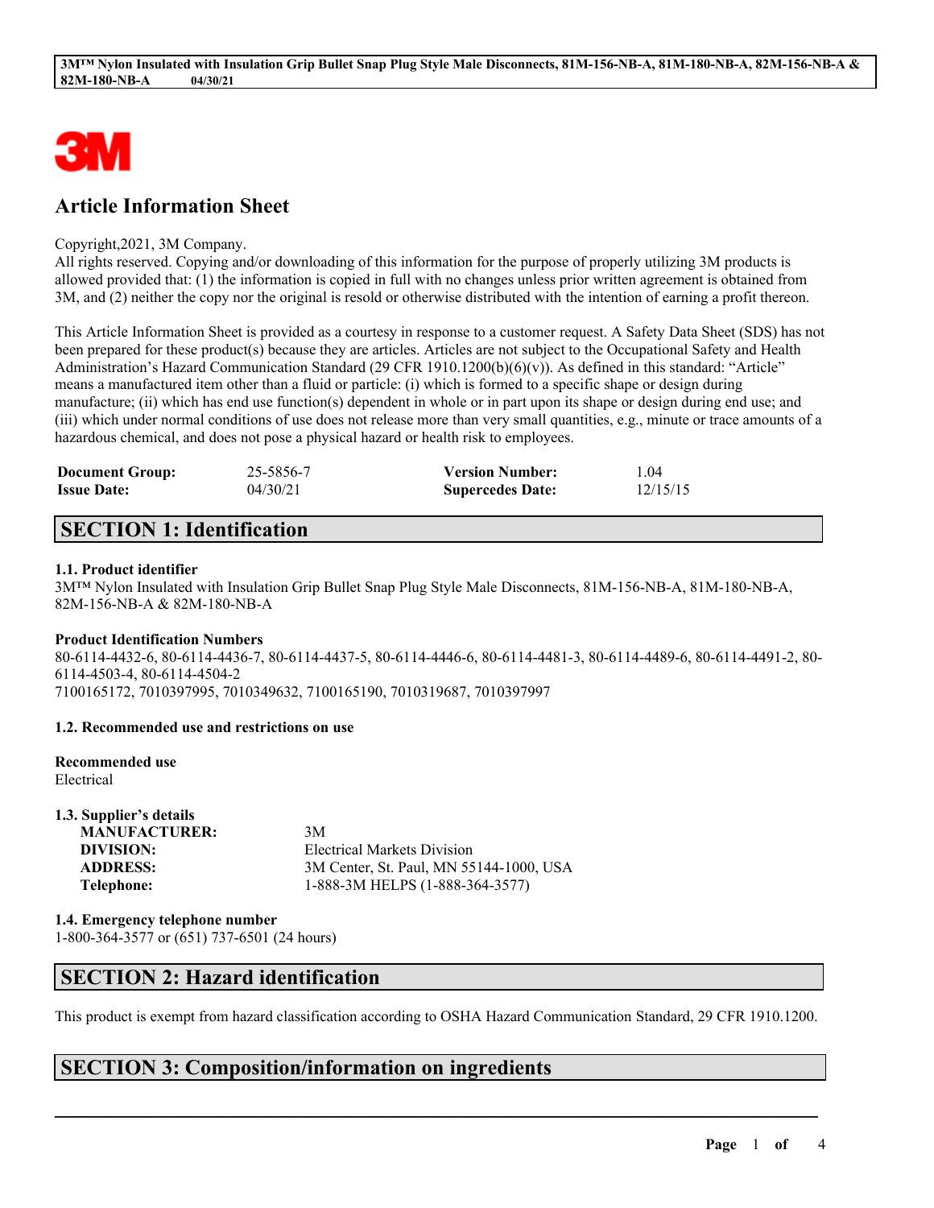# Article Information Sheet

Copyright,2021, 3M Company.
All rights reserved. Copying and/or downloading of this information for the purpose of properly utilizing 3M products is allowed provided that: (1) the information is copied in full with no changes unless prior written agreement is obtained from 3M, and (2) neither the copy nor the original is resold or otherwise distributed with the intention of earning a profit thereon.

This Article Information Sheet is provided as a courtesy in response to a customer request. A Safety Data Sheet (SDS) has not been prepared for these product(s) because they are articles. Articles are not subject to the Occupational Safety and Health Administration's Hazard Communication Standard (29 CFR 1910.1200(b)(6)(v)). As defined in this standard: "Article" means a manufactured item other than a fluid or particle: (i) which is formed to a specific shape or design during manufacture; (ii) which has end use function(s) dependent in whole or in part upon its shape or design during end use; and (iii) which under normal conditions of use does not release more than very small quantities, e.g., minute or trace amounts of a hazardous chemical, and does not pose a physical hazard or health risk to employees.

| | | | |
|---|---|---|---|
| **Document Group:** | 25-5856-7 | **Version Number:** | 1.04 |
| **Issue Date:** | 04/30/21 | **Supercedes Date:** | 12/15/15 |

## SECTION 1: Identification

### 1.1. Product identifier

3M™ Nylon Insulated with Insulation Grip Bullet Snap Plug Style Male Disconnects, 81M-156-NB-A, 81M-180-NB-A, 82M-156-NB-A & 82M-180-NB-A

**Product Identification Numbers**

80-6114-4432-6, 80-6114-4436-7, 80-6114-4437-5, 80-6114-4446-6, 80-6114-4481-3, 80-6114-4489-6, 80-6114-4491-2, 80-6114-4503-4, 80-6114-4504-2
7100165172, 7010397995, 7010349632, 7100165190, 7010319687, 7010397997

### 1.2. Recommended use and restrictions on use

**Recommended use**
Electrical

### 1.3. Supplier's details

| | |
|---|---|
| **MANUFACTURER:** | 3M |
| **DIVISION:** | Electrical Markets Division |
| **ADDRESS:** | 3M Center, St. Paul, MN 55144-1000, USA |
| **Telephone:** | 1-888-3M HELPS (1-888-364-3577) |

### 1.4. Emergency telephone number

1-800-364-3577 or (651) 737-6501 (24 hours)

## SECTION 2: Hazard identification

This product is exempt from hazard classification according to OSHA Hazard Communication Standard, 29 CFR 1910.1200.

## SECTION 3: Composition/information on ingredients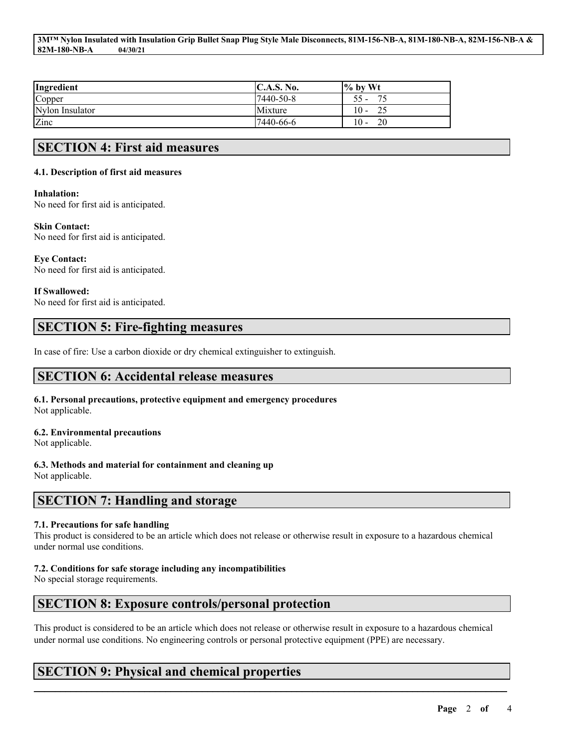| Ingredient | C.A.S. No. | % by Wt |
| --- | --- | --- |
| Copper | 7440-50-8 | 55 - 75 |
| Nylon Insulator | Mixture | 10 - 25 |
| Zinc | 7440-66-6 | 10 - 20 |

## SECTION 4: First aid measures

### 4.1. Description of first aid measures

**Inhalation:**
No need for first aid is anticipated.

**Skin Contact:**
No need for first aid is anticipated.

**Eye Contact:**
No need for first aid is anticipated.

**If Swallowed:**
No need for first aid is anticipated.

## SECTION 5: Fire-fighting measures

In case of fire: Use a carbon dioxide or dry chemical extinguisher to extinguish.

## SECTION 6: Accidental release measures

### 6.1. Personal precautions, protective equipment and emergency procedures
Not applicable.

### 6.2. Environmental precautions
Not applicable.

### 6.3. Methods and material for containment and cleaning up
Not applicable.

## SECTION 7: Handling and storage

### 7.1. Precautions for safe handling
This product is considered to be an article which does not release or otherwise result in exposure to a hazardous chemical under normal use conditions.

### 7.2. Conditions for safe storage including any incompatibilities
No special storage requirements.

## SECTION 8: Exposure controls/personal protection

This product is considered to be an article which does not release or otherwise result in exposure to a hazardous chemical under normal use conditions. No engineering controls or personal protective equipment (PPE) are necessary.

## SECTION 9: Physical and chemical properties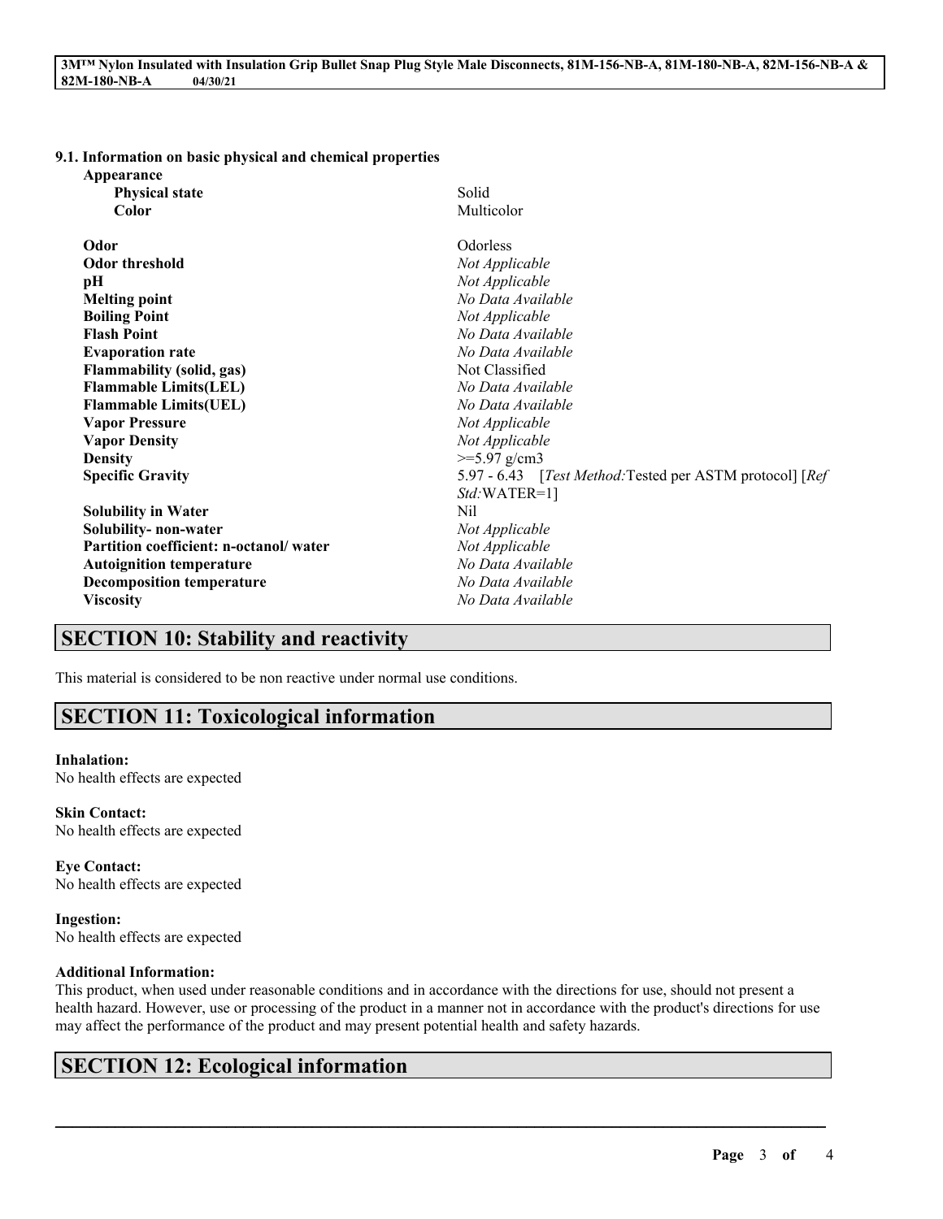### 9.1. Information on basic physical and chemical properties

| Property | Value |
| --- | --- |
| **Appearance** | |
| **Physical state** | Solid |
| **Color** | Multicolor |
| **Odor** | Odorless |
| **Odor threshold** | *Not Applicable* |
| **pH** | *Not Applicable* |
| **Melting point** | *No Data Available* |
| **Boiling Point** | *Not Applicable* |
| **Flash Point** | *No Data Available* |
| **Evaporation rate** | *No Data Available* |
| **Flammability (solid, gas)** | Not Classified |
| **Flammable Limits(LEL)** | *No Data Available* |
| **Flammable Limits(UEL)** | *No Data Available* |
| **Vapor Pressure** | *Not Applicable* |
| **Vapor Density** | *Not Applicable* |
| **Density** | >=5.97 g/cm3 |
| **Specific Gravity** | 5.97 - 6.43 [*Test Method:*Tested per ASTM protocol] [*Ref Std:*WATER=1] |
| **Solubility in Water** | Nil |
| **Solubility- non-water** | *Not Applicable* |
| **Partition coefficient: n-octanol/ water** | *Not Applicable* |
| **Autoignition temperature** | *No Data Available* |
| **Decomposition temperature** | *No Data Available* |
| **Viscosity** | *No Data Available* |

## SECTION 10: Stability and reactivity

This material is considered to be non reactive under normal use conditions.

## SECTION 11: Toxicological information

**Inhalation:**
No health effects are expected

**Skin Contact:**
No health effects are expected

**Eye Contact:**
No health effects are expected

**Ingestion:**
No health effects are expected

**Additional Information:**
This product, when used under reasonable conditions and in accordance with the directions for use, should not present a health hazard. However, use or processing of the product in a manner not in accordance with the product's directions for use may affect the performance of the product and may present potential health and safety hazards.

## SECTION 12: Ecological information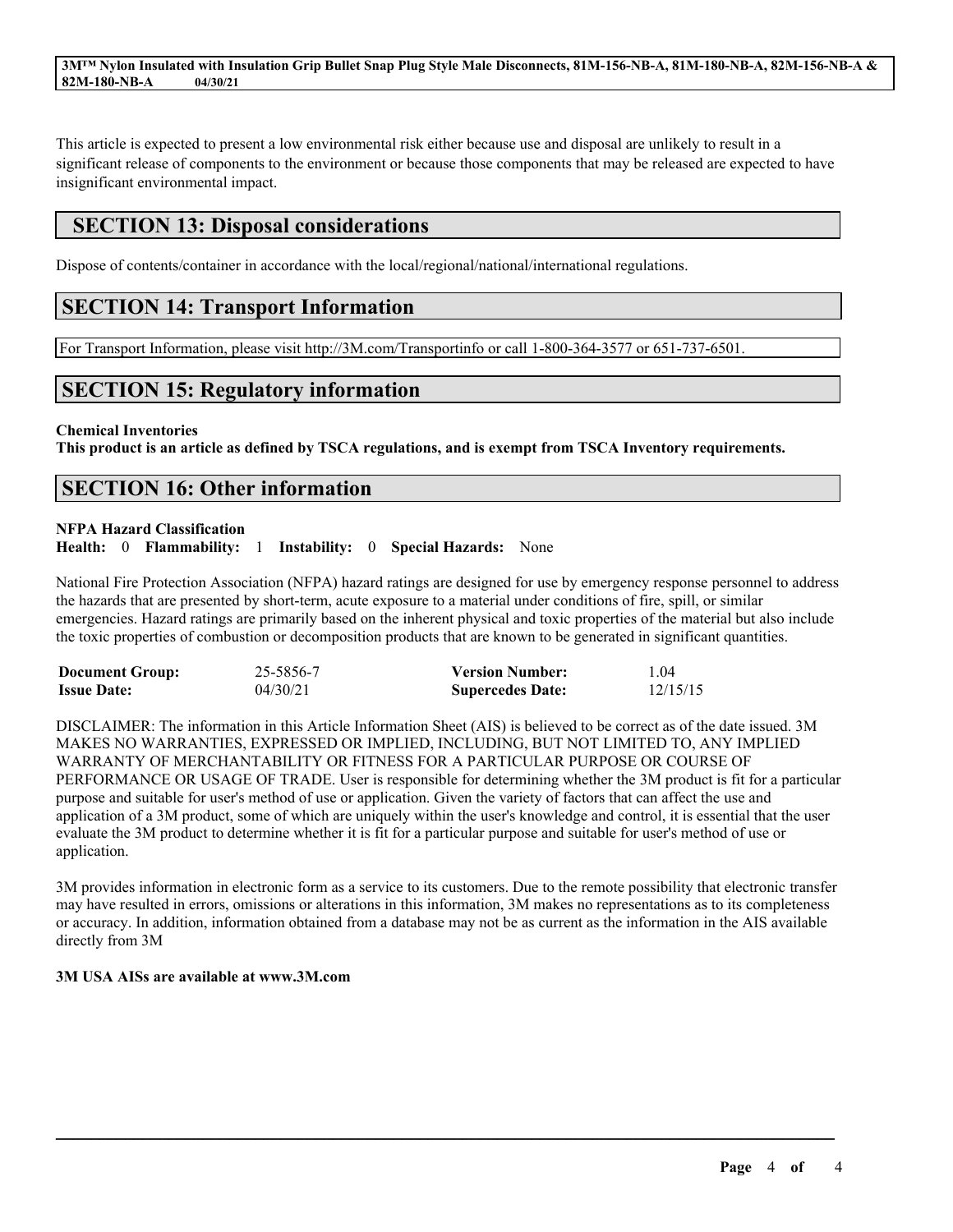This article is expected to present a low environmental risk either because use and disposal are unlikely to result in a significant release of components to the environment or because those components that may be released are expected to have insignificant environmental impact.

## SECTION 13: Disposal considerations

Dispose of contents/container in accordance with the local/regional/national/international regulations.

## SECTION 14: Transport Information

For Transport Information, please visit http://3M.com/Transportinfo or call 1-800-364-3577 or 651-737-6501.

## SECTION 15: Regulatory information

**Chemical Inventories**

**This product is an article as defined by TSCA regulations, and is exempt from TSCA Inventory requirements.**

## SECTION 16: Other information

**NFPA Hazard Classification**

**Health:** 0 **Flammability:** 1 **Instability:** 0 **Special Hazards:** None

National Fire Protection Association (NFPA) hazard ratings are designed for use by emergency response personnel to address the hazards that are presented by short-term, acute exposure to a material under conditions of fire, spill, or similar emergencies. Hazard ratings are primarily based on the inherent physical and toxic properties of the material but also include the toxic properties of combustion or decomposition products that are known to be generated in significant quantities.

| | | | |
|---|---|---|---|
| **Document Group:** | 25-5856-7 | **Version Number:** | 1.04 |
| **Issue Date:** | 04/30/21 | **Supercedes Date:** | 12/15/15 |

DISCLAIMER: The information in this Article Information Sheet (AIS) is believed to be correct as of the date issued. 3M MAKES NO WARRANTIES, EXPRESSED OR IMPLIED, INCLUDING, BUT NOT LIMITED TO, ANY IMPLIED WARRANTY OF MERCHANTABILITY OR FITNESS FOR A PARTICULAR PURPOSE OR COURSE OF PERFORMANCE OR USAGE OF TRADE. User is responsible for determining whether the 3M product is fit for a particular purpose and suitable for user's method of use or application. Given the variety of factors that can affect the use and application of a 3M product, some of which are uniquely within the user's knowledge and control, it is essential that the user evaluate the 3M product to determine whether it is fit for a particular purpose and suitable for user's method of use or application.

3M provides information in electronic form as a service to its customers. Due to the remote possibility that electronic transfer may have resulted in errors, omissions or alterations in this information, 3M makes no representations as to its completeness or accuracy. In addition, information obtained from a database may not be as current as the information in the AIS available directly from 3M

**3M USA AISs are available at www.3M.com**